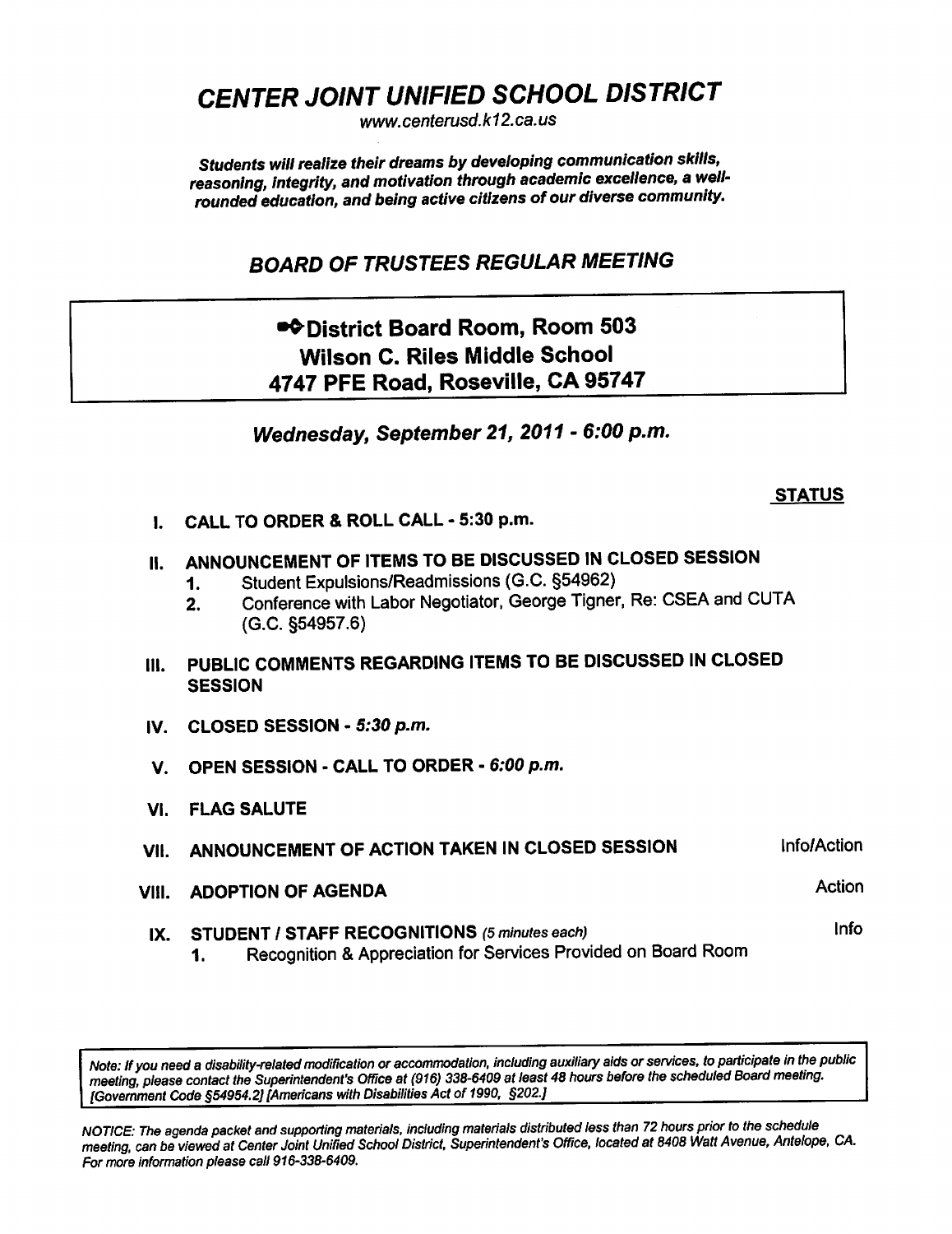# *CENTER JOINT UNIFIED SCHOOL DISTRICT*

*www.centerusd.k12.ca.us*

***Students will realize their dreams by developing communication skills, reasoning, integrity, and motivation through academic excellence, a well-rounded education, and being active citizens of our diverse community.***

## *BOARD OF TRUSTEES REGULAR MEETING*

**District Board Room, Room 503**
**Wilson C. Riles Middle School**
**4747 PFE Road, Roseville, CA 95747**

### *Wednesday, September 21, 2011 - 6:00 p.m.*

| | **STATUS** |
|---|---|
| **I. CALL TO ORDER & ROLL CALL - 5:30 p.m.** | |
| **II. ANNOUNCEMENT OF ITEMS TO BE DISCUSSED IN CLOSED SESSION**<br>1. Student Expulsions/Readmissions (G.C. §54962)<br>2. Conference with Labor Negotiator, George Tigner, Re: CSEA and CUTA (G.C. §54957.6) | |
| **III. PUBLIC COMMENTS REGARDING ITEMS TO BE DISCUSSED IN CLOSED SESSION** | |
| **IV. CLOSED SESSION - *5:30 p.m.*** | |
| **V. OPEN SESSION - CALL TO ORDER - *6:00 p.m.*** | |
| **VI. FLAG SALUTE** | |
| **VII. ANNOUNCEMENT OF ACTION TAKEN IN CLOSED SESSION** | Info/Action |
| **VIII. ADOPTION OF AGENDA** | Action |
| **IX. STUDENT / STAFF RECOGNITIONS** *(5 minutes each)*<br>1. Recognition & Appreciation for Services Provided on Board Room | Info |

*Note: If you need a disability-related modification or accommodation, including auxiliary aids or services, to participate in the public meeting, please contact the Superintendent's Office at (916) 338-6409 at least 48 hours before the scheduled Board meeting. [Government Code §54954.2] [Americans with Disabilities Act of 1990, §202.]*

*NOTICE: The agenda packet and supporting materials, including materials distributed less than 72 hours prior to the schedule meeting, can be viewed at Center Joint Unified School District, Superintendent's Office, located at 8408 Watt Avenue, Antelope, CA. For more information please call 916-338-6409.*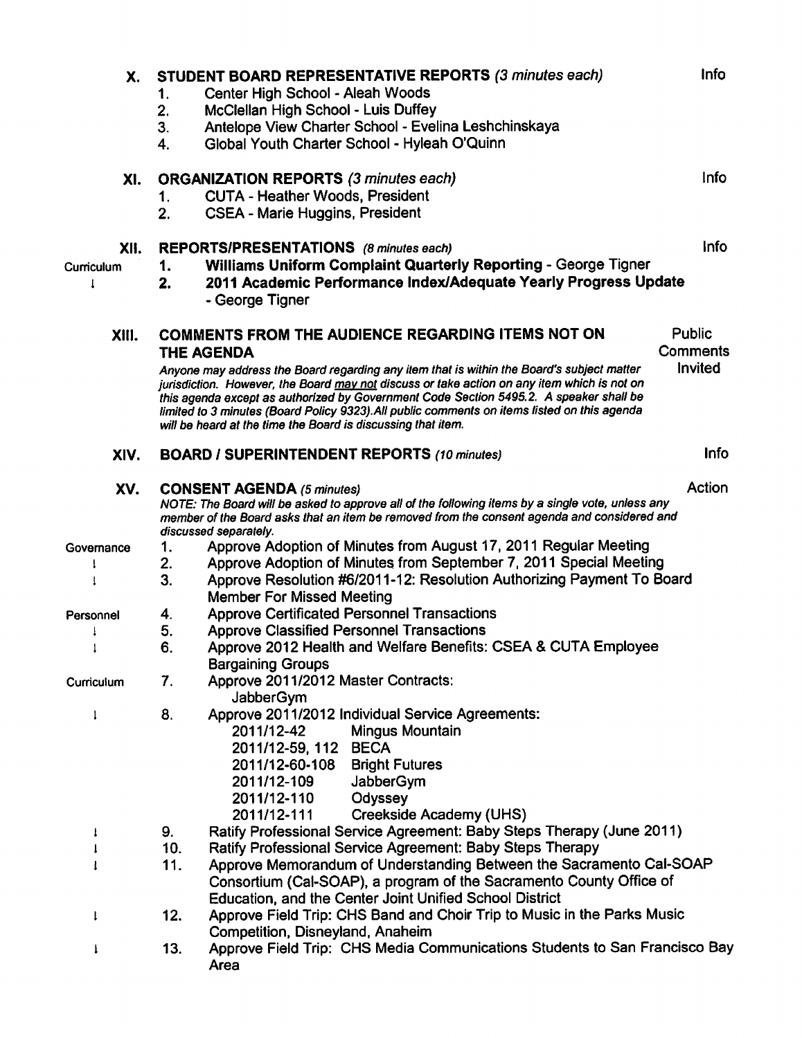## X. STUDENT BOARD REPRESENTATIVE REPORTS *(3 minutes each)* — Info

1. Center High School - Aleah Woods
2. McClellan High School - Luis Duffey
3. Antelope View Charter School - Evelina Leshchinskaya
4. Global Youth Charter School - Hyleah O'Quinn

## XI. ORGANIZATION REPORTS *(3 minutes each)* — Info

1. CUTA - Heather Woods, President
2. CSEA - Marie Huggins, President

## XII. REPORTS/PRESENTATIONS *(8 minutes each)* — Info

Curriculum

1. **Williams Uniform Complaint Quarterly Reporting** - George Tigner
2. **2011 Academic Performance Index/Adequate Yearly Progress Update** - George Tigner

## XIII. COMMENTS FROM THE AUDIENCE REGARDING ITEMS NOT ON THE AGENDA — Public Comments Invited

*Anyone may address the Board regarding any item that is within the Board's subject matter jurisdiction. However, the Board may not discuss or take action on any item which is not on this agenda except as authorized by Government Code Section 5495.2. A speaker shall be limited to 3 minutes (Board Policy 9323).All public comments on items listed on this agenda will be heard at the time the Board is discussing that item.*

## XIV. BOARD / SUPERINTENDENT REPORTS *(10 minutes)* — Info

## XV. CONSENT AGENDA *(5 minutes)* — Action

*NOTE: The Board will be asked to approve all of the following items by a single vote, unless any member of the Board asks that an item be removed from the consent agenda and considered and discussed separately.*

Governance

1. Approve Adoption of Minutes from August 17, 2011 Regular Meeting
2. Approve Adoption of Minutes from September 7, 2011 Special Meeting
3. Approve Resolution #6/2011-12: Resolution Authorizing Payment To Board Member For Missed Meeting

Personnel

4. Approve Certificated Personnel Transactions
5. Approve Classified Personnel Transactions
6. Approve 2012 Health and Welfare Benefits: CSEA & CUTA Employee Bargaining Groups

Curriculum

7. Approve 2011/2012 Master Contracts:
   JabberGym
8. Approve 2011/2012 Individual Service Agreements:
   - 2011/12-42 Mingus Mountain
   - 2011/12-59, 112 BECA
   - 2011/12-60-108 Bright Futures
   - 2011/12-109 JabberGym
   - 2011/12-110 Odyssey
   - 2011/12-111 Creekside Academy (UHS)
9. Ratify Professional Service Agreement: Baby Steps Therapy (June 2011)
10. Ratify Professional Service Agreement: Baby Steps Therapy
11. Approve Memorandum of Understanding Between the Sacramento Cal-SOAP Consortium (Cal-SOAP), a program of the Sacramento County Office of Education, and the Center Joint Unified School District
12. Approve Field Trip: CHS Band and Choir Trip to Music in the Parks Music Competition, Disneyland, Anaheim
13. Approve Field Trip: CHS Media Communications Students to San Francisco Bay Area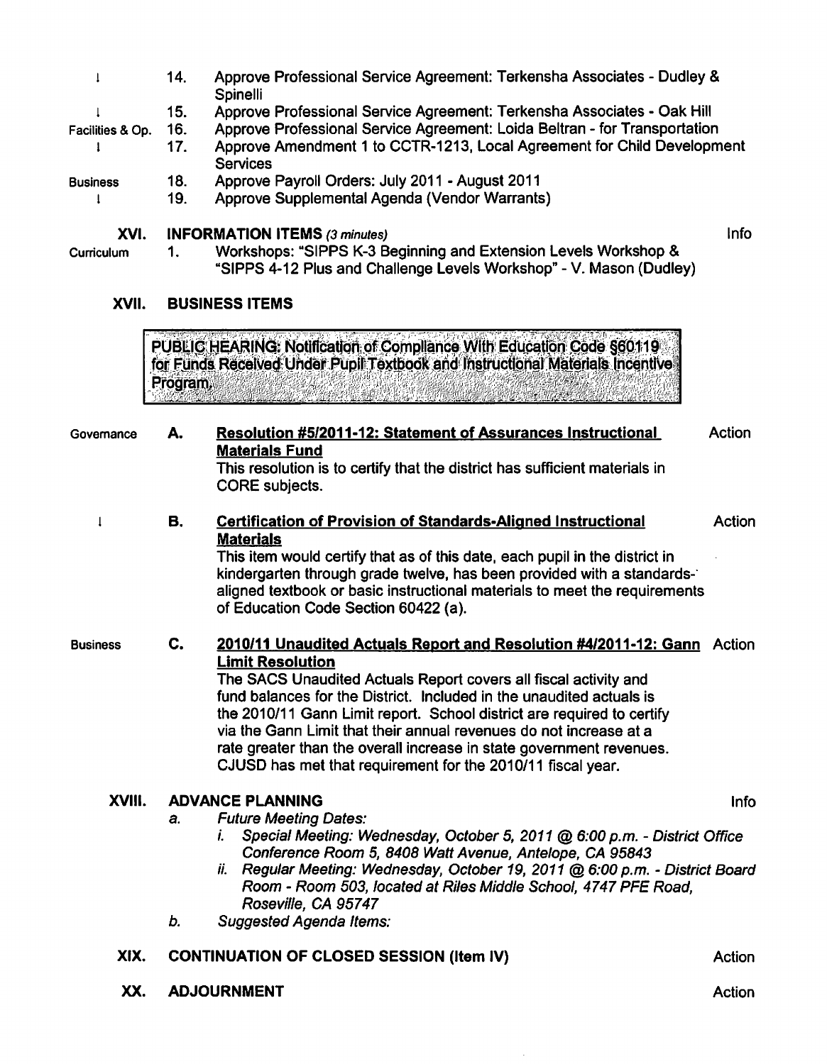| | | |
|---|---|---|
| ↓ | 14. | Approve Professional Service Agreement: Terkensha Associates - Dudley & Spinelli |
| ↓ | 15. | Approve Professional Service Agreement: Terkensha Associates - Oak Hill |
| Facilities & Op. | 16. | Approve Professional Service Agreement: Loida Beltran - for Transportation |
| ↓ | 17. | Approve Amendment 1 to CCTR-1213, Local Agreement for Child Development Services |
| Business | 18. | Approve Payroll Orders: July 2011 - August 2011 |
| ↓ | 19. | Approve Supplemental Agenda (Vendor Warrants) |

## XVI. INFORMATION ITEMS *(3 minutes)* — Info

Curriculum — 1. Workshops: "SIPPS K-3 Beginning and Extension Levels Workshop & "SIPPS 4-12 Plus and Challenge Levels Workshop" - V. Mason (Dudley)

## XVII. BUSINESS ITEMS

**PUBLIC HEARING: Notification of Compliance With Education Code §60119 for Funds Received Under Pupil Textbook and Instructional Materials Incentive Program.**

Governance — **A. Resolution #5/2011-12: Statement of Assurances Instructional Materials Fund** — Action

This resolution is to certify that the district has sufficient materials in CORE subjects.

↓ — **B. Certification of Provision of Standards-Aligned Instructional Materials** — Action

This item would certify that as of this date, each pupil in the district in kindergarten through grade twelve, has been provided with a standards-aligned textbook or basic instructional materials to meet the requirements of Education Code Section 60422 (a).

Business — **C. 2010/11 Unaudited Actuals Report and Resolution #4/2011-12: Gann Limit Resolution** — Action

The SACS Unaudited Actuals Report covers all fiscal activity and fund balances for the District. Included in the unaudited actuals is the 2010/11 Gann Limit report. School district are required to certify via the Gann Limit that their annual revenues do not increase at a rate greater than the overall increase in state government revenues. CJUSD has met that requirement for the 2010/11 fiscal year.

## XVIII. ADVANCE PLANNING — Info

*a. Future Meeting Dates:*

*i. Special Meeting: Wednesday, October 5, 2011 @ 6:00 p.m. - District Office Conference Room 5, 8408 Watt Avenue, Antelope, CA 95843*

*ii. Regular Meeting: Wednesday, October 19, 2011 @ 6:00 p.m. - District Board Room - Room 503, located at Riles Middle School, 4747 PFE Road, Roseville, CA 95747*

*b. Suggested Agenda Items:*

## XIX. CONTINUATION OF CLOSED SESSION (Item IV) — Action

## XX. ADJOURNMENT — Action